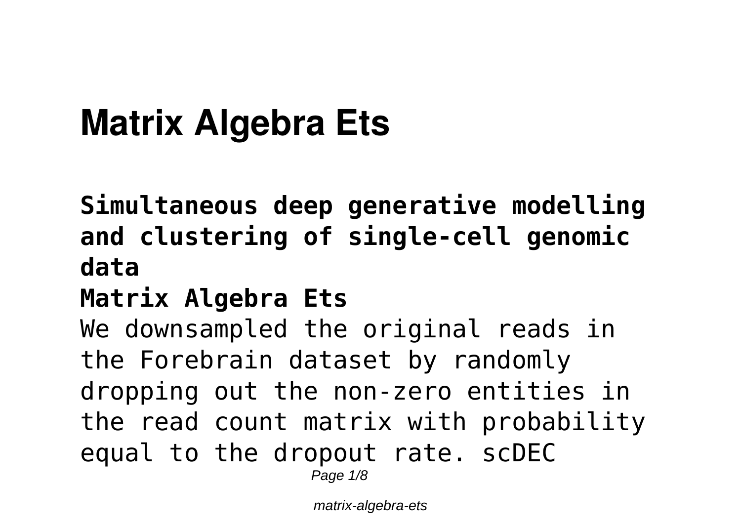# Matrix Algebra Ets

**Simultaneous deep generative modelling and clustering of single-cell genomic data**

**Matrix Algebra Ets**

We downsampled the original reads in the Forebrain dataset by randomly dropping out the non-zero entities in the read count matrix with probability equal to the dropout rate. scDEC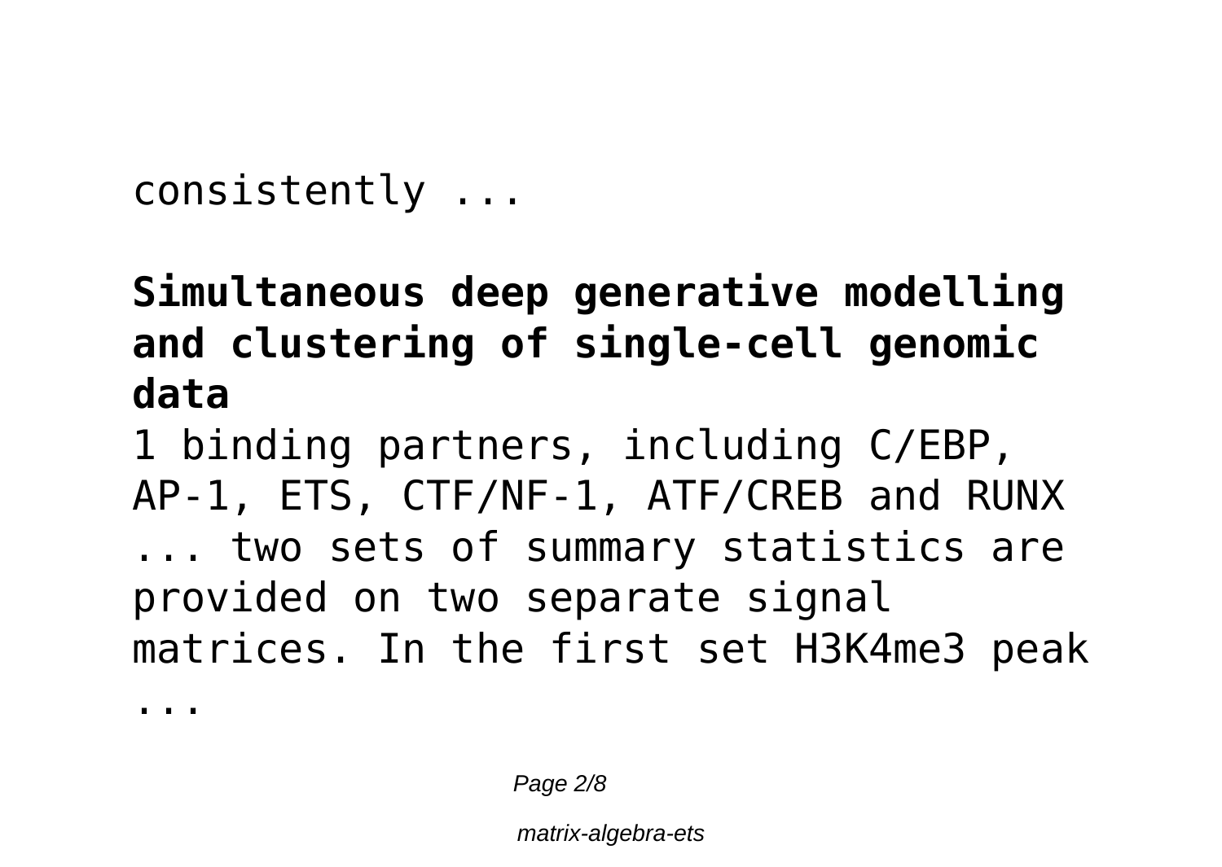consistently ...

**Simultaneous deep generative modelling and clustering of single-cell genomic data**

1 binding partners, including C/EBP, AP-1, ETS, CTF/NF-1, ATF/CREB and RUNX ... two sets of summary statistics are provided on two separate signal matrices. In the first set H3K4me3 peak ...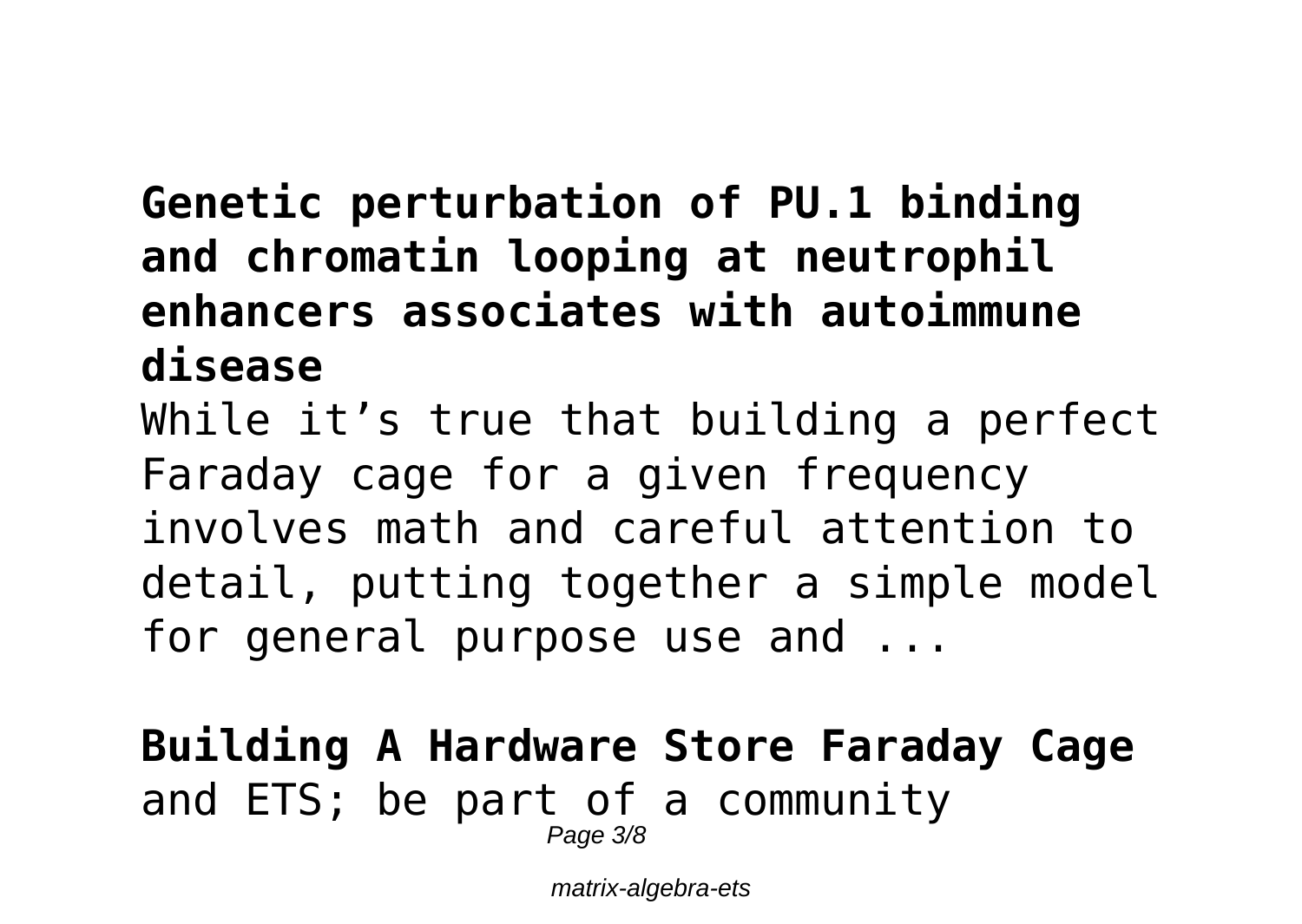**Genetic perturbation of PU.1 binding and chromatin looping at neutrophil enhancers associates with autoimmune disease**

While it’s true that building a perfect Faraday cage for a given frequency involves math and careful attention to detail, putting together a simple model for general purpose use and ...

**Building A Hardware Store Faraday Cage**

and ETS; be part of a community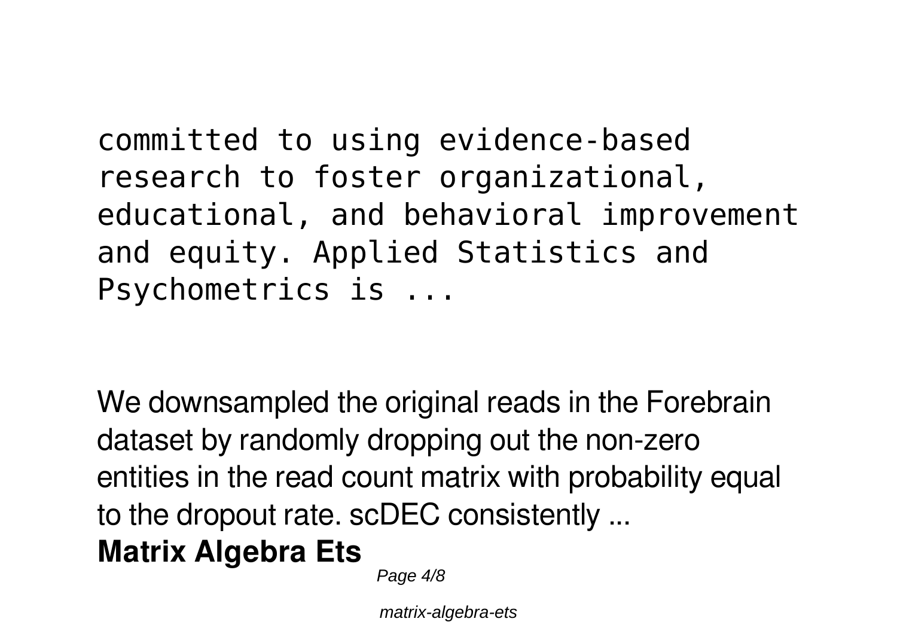committed to using evidence-based research to foster organizational, educational, and behavioral improvement and equity. Applied Statistics and Psychometrics is ...

We downsampled the original reads in the Forebrain dataset by randomly dropping out the non-zero entities in the read count matrix with probability equal to the dropout rate. scDEC consistently ...

**Matrix Algebra Ets**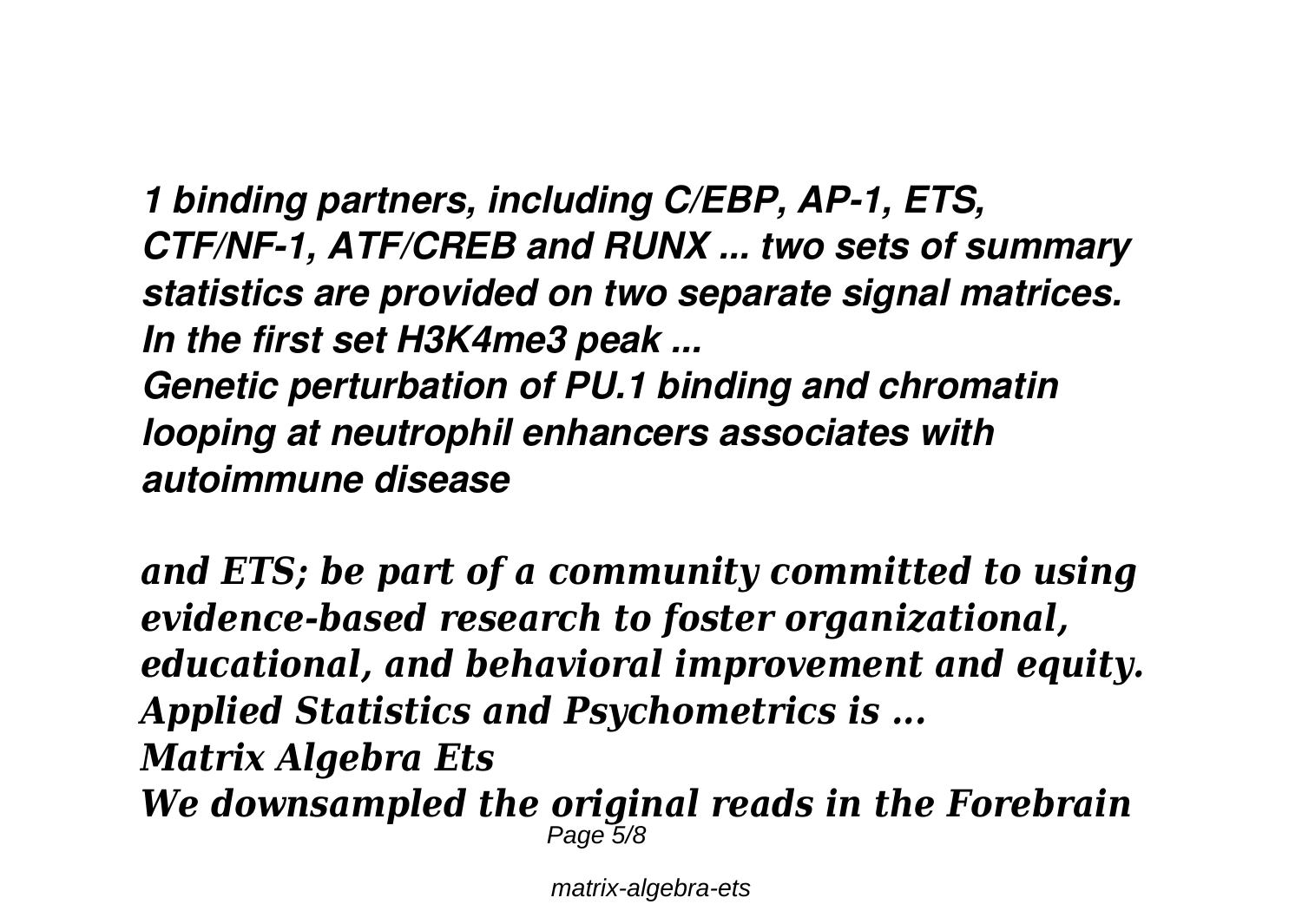*1 binding partners, including C/EBP, AP-1, ETS, CTF/NF-1, ATF/CREB and RUNX ... two sets of summary statistics are provided on two separate signal matrices. In the first set H3K4me3 peak ...*

*Genetic perturbation of PU.1 binding and chromatin looping at neutrophil enhancers associates with autoimmune disease*

*and ETS; be part of a community committed to using evidence-based research to foster organizational, educational, and behavioral improvement and equity. Applied Statistics and Psychometrics is ...*

*Matrix Algebra Ets*

*We downsampled the original reads in the Forebrain*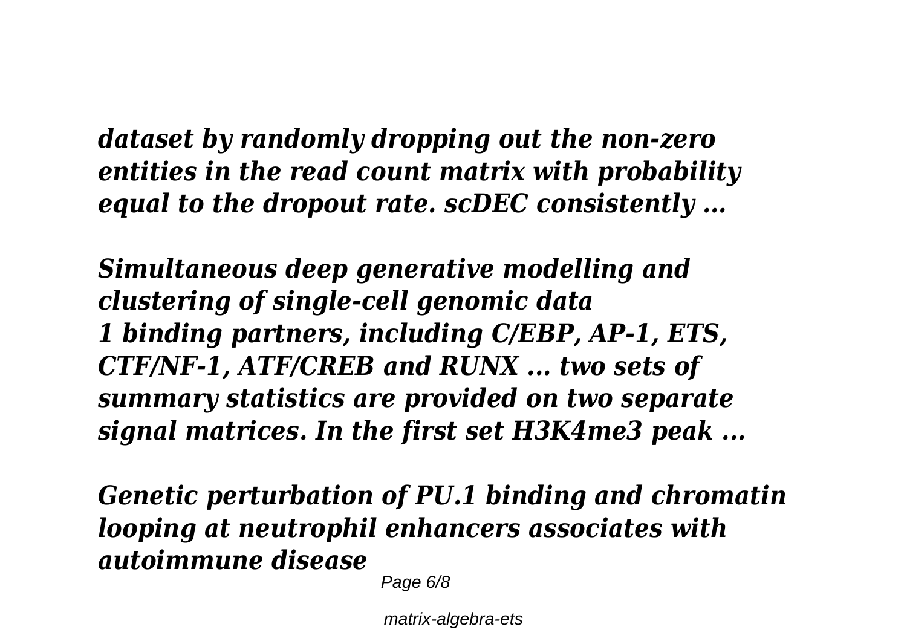*dataset by randomly dropping out the non-zero entities in the read count matrix with probability equal to the dropout rate. scDEC consistently ...*

***Simultaneous deep generative modelling and clustering of single-cell genomic data***

*1 binding partners, including C/EBP, AP-1, ETS, CTF/NF-1, ATF/CREB and RUNX ... two sets of summary statistics are provided on two separate signal matrices. In the first set H3K4me3 peak ...*

***Genetic perturbation of PU.1 binding and chromatin looping at neutrophil enhancers associates with autoimmune disease***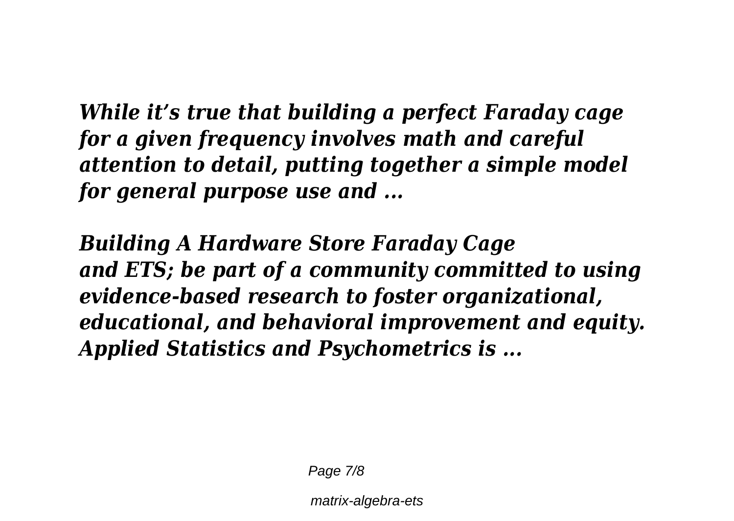*While it's true that building a perfect Faraday cage for a given frequency involves math and careful attention to detail, putting together a simple model for general purpose use and ...*

***Building A Hardware Store Faraday Cage***

***and ETS; be part of a community committed to using evidence-based research to foster organizational, educational, and behavioral improvement and equity. Applied Statistics and Psychometrics is ...***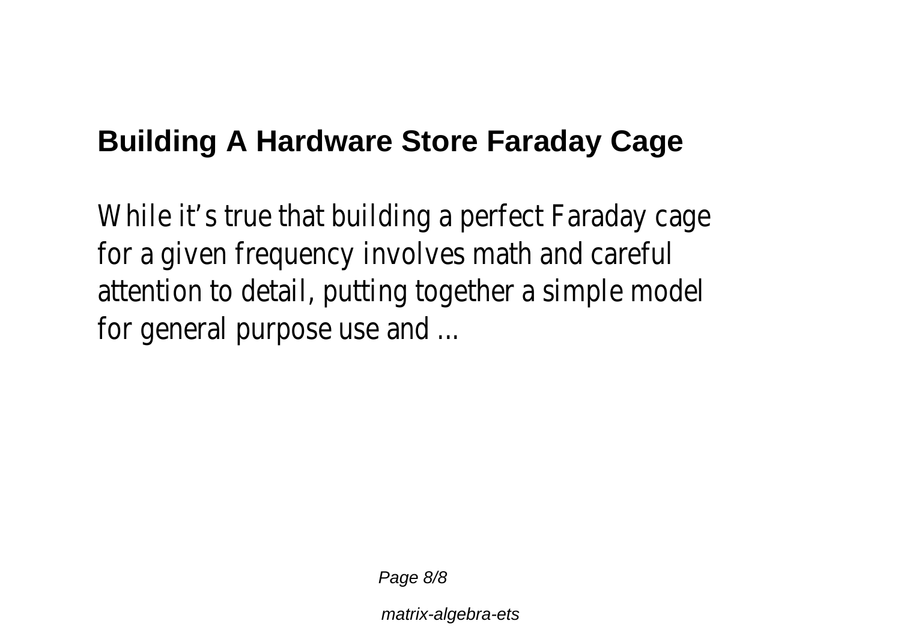## Building A Hardware Store Faraday Cage

While it's true that building a perfect Faraday cage for a given frequency involves math and careful attention to detail, putting together a simple model for general purpose use and ...